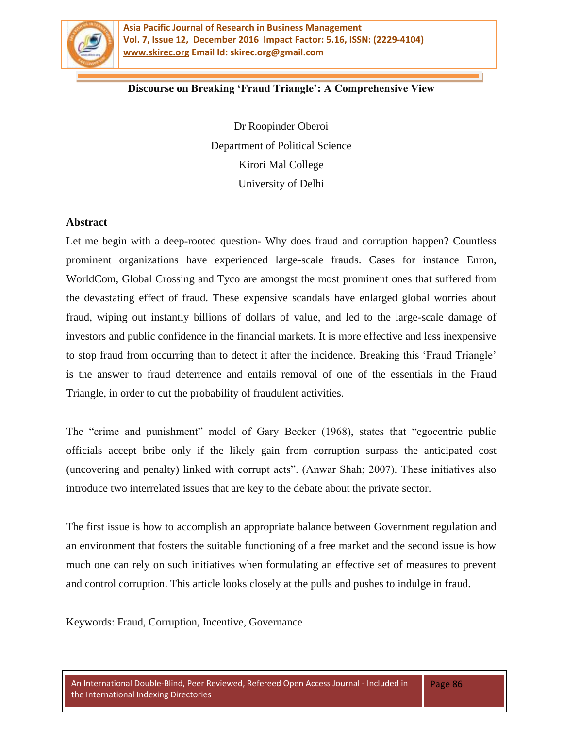# Discourse on Breaking 'Fraud Triangle': A Comprehensive View

Dr Roopinder Oberoi

Department of Political Science

Kirori Mal College

University of Delhi

## Abstract

Let me begin with a deep-rooted question- Why does fraud and corruption happen? Countless prominent organizations have experienced large-scale frauds. Cases for instance Enron, WorldCom, Global Crossing and Tyco are amongst the most prominent ones that suffered from the devastating effect of fraud. These expensive scandals have enlarged global worries about fraud, wiping out instantly billions of dollars of value, and led to the large-scale damage of investors and public confidence in the financial markets. It is more effective and less inexpensive to stop fraud from occurring than to detect it after the incidence. Breaking this 'Fraud Triangle' is the answer to fraud deterrence and entails removal of one of the essentials in the Fraud Triangle, in order to cut the probability of fraudulent activities.

The "crime and punishment" model of Gary Becker (1968), states that "egocentric public officials accept bribe only if the likely gain from corruption surpass the anticipated cost (uncovering and penalty) linked with corrupt acts". (Anwar Shah; 2007). These initiatives also introduce two interrelated issues that are key to the debate about the private sector.

The first issue is how to accomplish an appropriate balance between Government regulation and an environment that fosters the suitable functioning of a free market and the second issue is how much one can rely on such initiatives when formulating an effective set of measures to prevent and control corruption. This article looks closely at the pulls and pushes to indulge in fraud.

Keywords: Fraud, Corruption, Incentive, Governance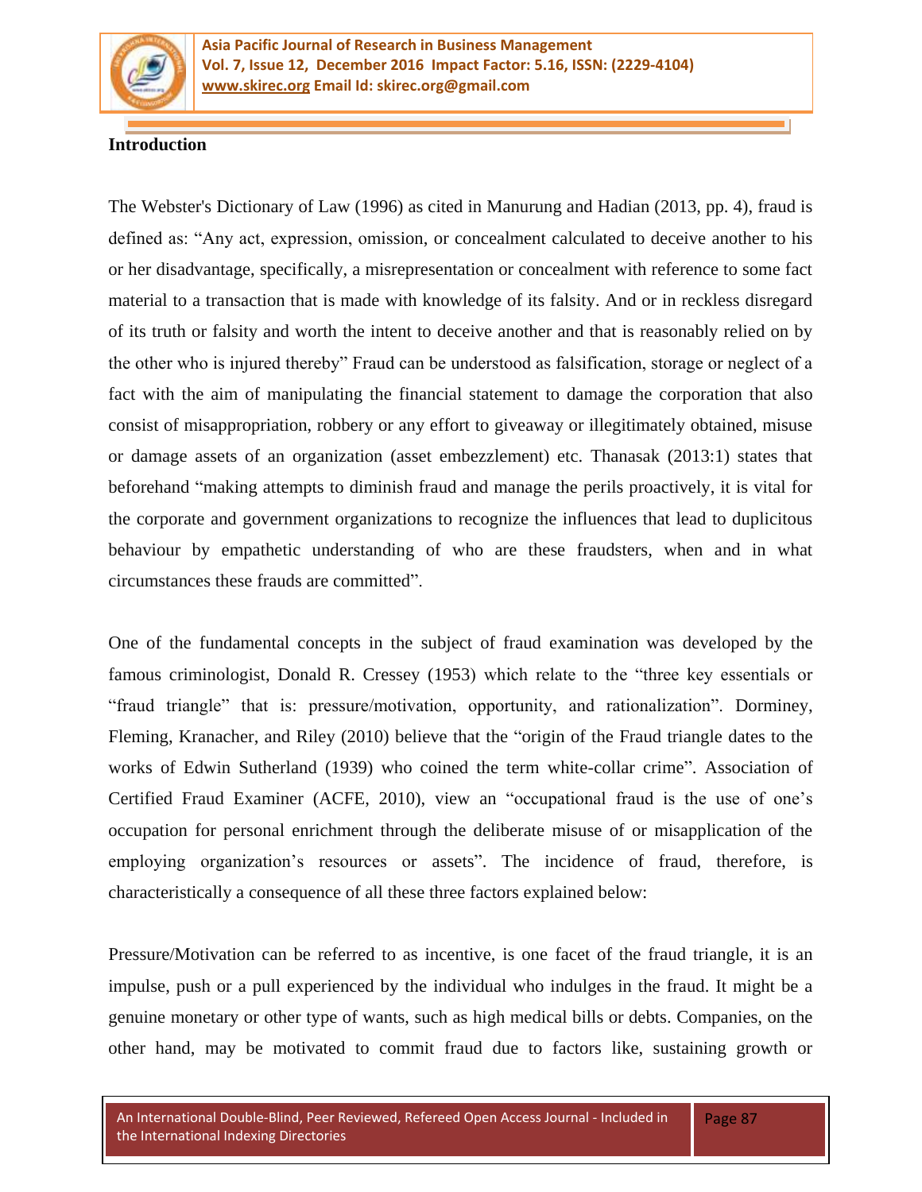## Introduction

The Webster's Dictionary of Law (1996) as cited in Manurung and Hadian (2013, pp. 4), fraud is defined as: "Any act, expression, omission, or concealment calculated to deceive another to his or her disadvantage, specifically, a misrepresentation or concealment with reference to some fact material to a transaction that is made with knowledge of its falsity. And or in reckless disregard of its truth or falsity and worth the intent to deceive another and that is reasonably relied on by the other who is injured thereby" Fraud can be understood as falsification, storage or neglect of a fact with the aim of manipulating the financial statement to damage the corporation that also consist of misappropriation, robbery or any effort to giveaway or illegitimately obtained, misuse or damage assets of an organization (asset embezzlement) etc. Thanasak (2013:1) states that beforehand "making attempts to diminish fraud and manage the perils proactively, it is vital for the corporate and government organizations to recognize the influences that lead to duplicitous behaviour by empathetic understanding of who are these fraudsters, when and in what circumstances these frauds are committed".

One of the fundamental concepts in the subject of fraud examination was developed by the famous criminologist, Donald R. Cressey (1953) which relate to the "three key essentials or "fraud triangle" that is: pressure/motivation, opportunity, and rationalization". Dorminey, Fleming, Kranacher, and Riley (2010) believe that the "origin of the Fraud triangle dates to the works of Edwin Sutherland (1939) who coined the term white-collar crime". Association of Certified Fraud Examiner (ACFE, 2010), view an "occupational fraud is the use of one's occupation for personal enrichment through the deliberate misuse of or misapplication of the employing organization's resources or assets". The incidence of fraud, therefore, is characteristically a consequence of all these three factors explained below:

Pressure/Motivation can be referred to as incentive, is one facet of the fraud triangle, it is an impulse, push or a pull experienced by the individual who indulges in the fraud. It might be a genuine monetary or other type of wants, such as high medical bills or debts. Companies, on the other hand, may be motivated to commit fraud due to factors like, sustaining growth or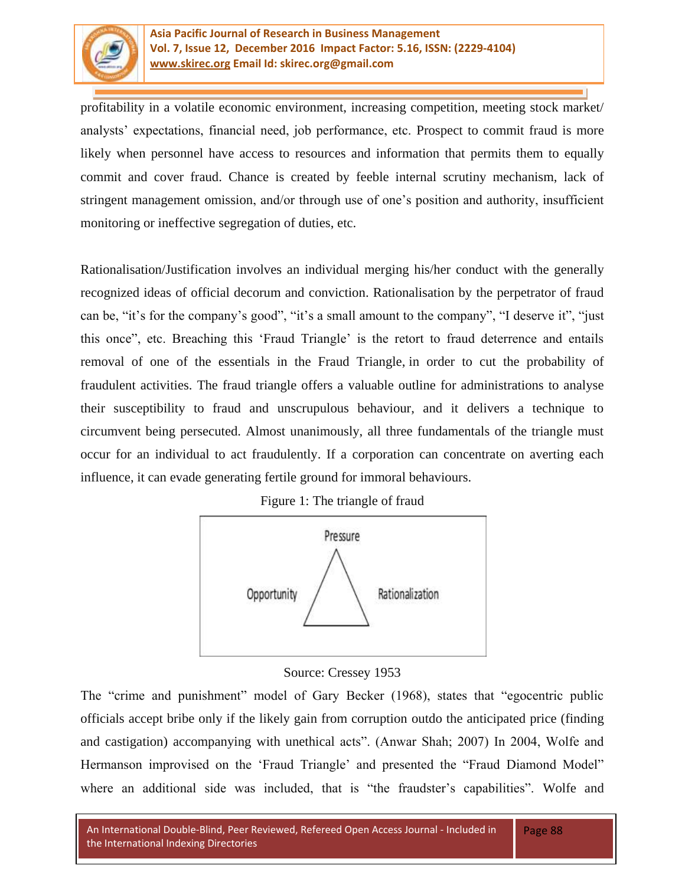profitability in a volatile economic environment, increasing competition, meeting stock market/ analysts' expectations, financial need, job performance, etc. Prospect to commit fraud is more likely when personnel have access to resources and information that permits them to equally commit and cover fraud. Chance is created by feeble internal scrutiny mechanism, lack of stringent management omission, and/or through use of one's position and authority, insufficient monitoring or ineffective segregation of duties, etc.

Rationalisation/Justification involves an individual merging his/her conduct with the generally recognized ideas of official decorum and conviction. Rationalisation by the perpetrator of fraud can be, "it's for the company's good", "it's a small amount to the company", "I deserve it", "just this once", etc. Breaching this 'Fraud Triangle' is the retort to fraud deterrence and entails removal of one of the essentials in the Fraud Triangle, in order to cut the probability of fraudulent activities. The fraud triangle offers a valuable outline for administrations to analyse their susceptibility to fraud and unscrupulous behaviour, and it delivers a technique to circumvent being persecuted. Almost unanimously, all three fundamentals of the triangle must occur for an individual to act fraudulently. If a corporation can concentrate on averting each influence, it can evade generating fertile ground for immoral behaviours.

Figure 1: The triangle of fraud

Pressure

Opportunity

Rationalization

Source: Cressey 1953

The "crime and punishment" model of Gary Becker (1968), states that "egocentric public officials accept bribe only if the likely gain from corruption outdo the anticipated price (finding and castigation) accompanying with unethical acts". (Anwar Shah; 2007) In 2004, Wolfe and Hermanson improvised on the 'Fraud Triangle' and presented the "Fraud Diamond Model" where an additional side was included, that is "the fraudster's capabilities". Wolfe and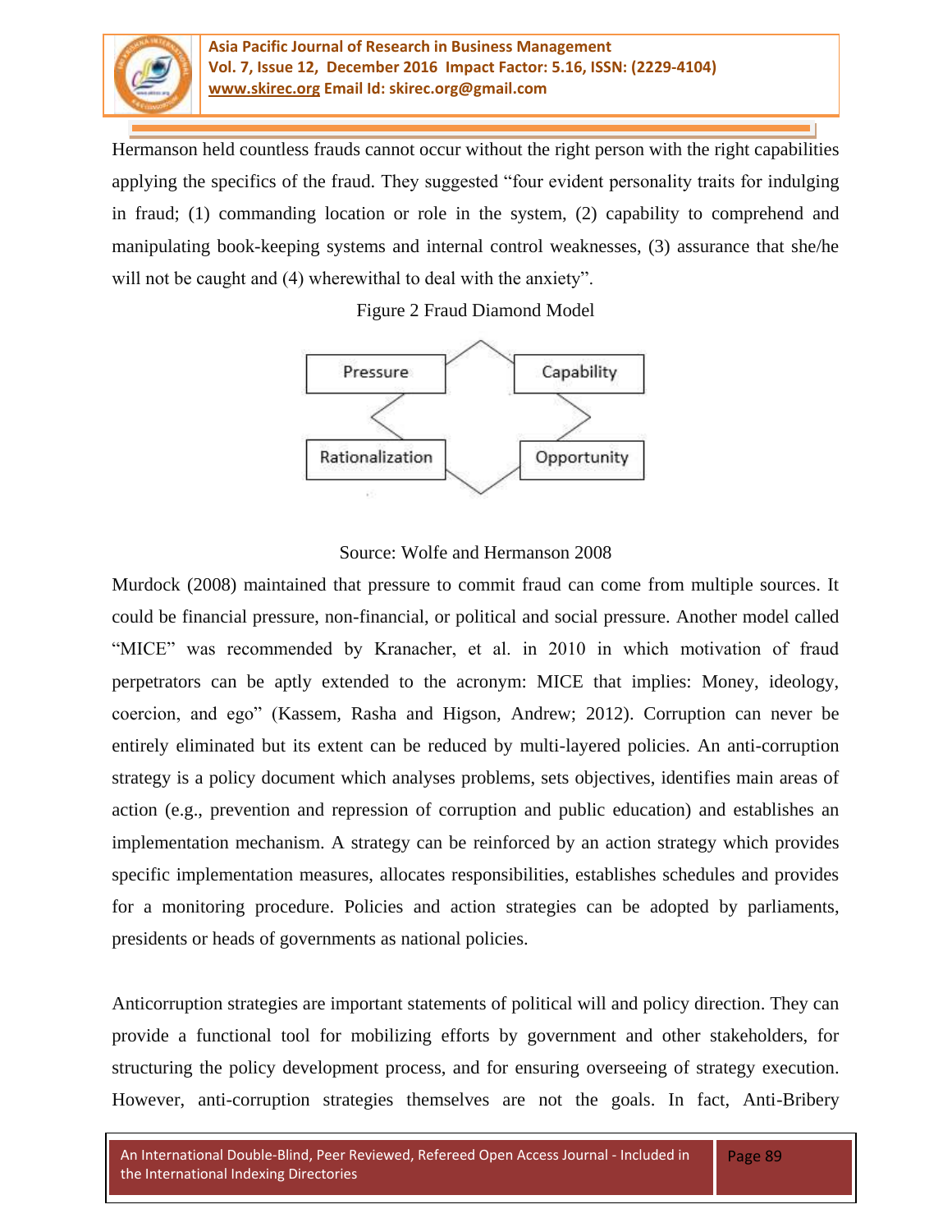Hermanson held countless frauds cannot occur without the right person with the right capabilities applying the specifics of the fraud. They suggested "four evident personality traits for indulging in fraud; (1) commanding location or role in the system, (2) capability to comprehend and manipulating book-keeping systems and internal control weaknesses, (3) assurance that she/he will not be caught and (4) wherewithal to deal with the anxiety".

Figure 2 Fraud Diamond Model

Pressure — Capability — Opportunity — Rationalization

Source: Wolfe and Hermanson 2008

Murdock (2008) maintained that pressure to commit fraud can come from multiple sources. It could be financial pressure, non-financial, or political and social pressure. Another model called "MICE" was recommended by Kranacher, et al. in 2010 in which motivation of fraud perpetrators can be aptly extended to the acronym: MICE that implies: Money, ideology, coercion, and ego" (Kassem, Rasha and Higson, Andrew; 2012). Corruption can never be entirely eliminated but its extent can be reduced by multi-layered policies. An anti-corruption strategy is a policy document which analyses problems, sets objectives, identifies main areas of action (e.g., prevention and repression of corruption and public education) and establishes an implementation mechanism. A strategy can be reinforced by an action strategy which provides specific implementation measures, allocates responsibilities, establishes schedules and provides for a monitoring procedure. Policies and action strategies can be adopted by parliaments, presidents or heads of governments as national policies.

Anticorruption strategies are important statements of political will and policy direction. They can provide a functional tool for mobilizing efforts by government and other stakeholders, for structuring the policy development process, and for ensuring overseeing of strategy execution. However, anti-corruption strategies themselves are not the goals. In fact, Anti-Bribery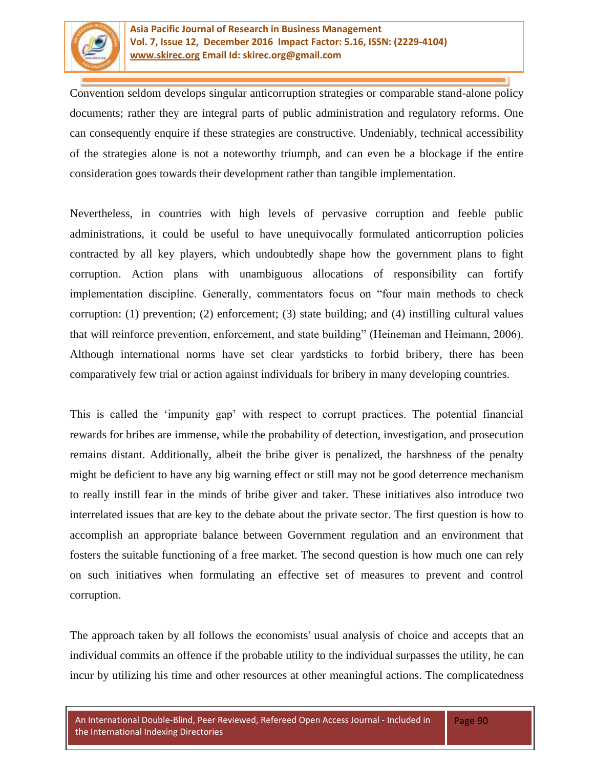Convention seldom develops singular anticorruption strategies or comparable stand-alone policy documents; rather they are integral parts of public administration and regulatory reforms. One can consequently enquire if these strategies are constructive. Undeniably, technical accessibility of the strategies alone is not a noteworthy triumph, and can even be a blockage if the entire consideration goes towards their development rather than tangible implementation.

Nevertheless, in countries with high levels of pervasive corruption and feeble public administrations, it could be useful to have unequivocally formulated anticorruption policies contracted by all key players, which undoubtedly shape how the government plans to fight corruption. Action plans with unambiguous allocations of responsibility can fortify implementation discipline. Generally, commentators focus on "four main methods to check corruption: (1) prevention; (2) enforcement; (3) state building; and (4) instilling cultural values that will reinforce prevention, enforcement, and state building" (Heineman and Heimann, 2006). Although international norms have set clear yardsticks to forbid bribery, there has been comparatively few trial or action against individuals for bribery in many developing countries.

This is called the 'impunity gap' with respect to corrupt practices. The potential financial rewards for bribes are immense, while the probability of detection, investigation, and prosecution remains distant. Additionally, albeit the bribe giver is penalized, the harshness of the penalty might be deficient to have any big warning effect or still may not be good deterrence mechanism to really instill fear in the minds of bribe giver and taker. These initiatives also introduce two interrelated issues that are key to the debate about the private sector. The first question is how to accomplish an appropriate balance between Government regulation and an environment that fosters the suitable functioning of a free market. The second question is how much one can rely on such initiatives when formulating an effective set of measures to prevent and control corruption.

The approach taken by all follows the economists' usual analysis of choice and accepts that an individual commits an offence if the probable utility to the individual surpasses the utility, he can incur by utilizing his time and other resources at other meaningful actions. The complicatedness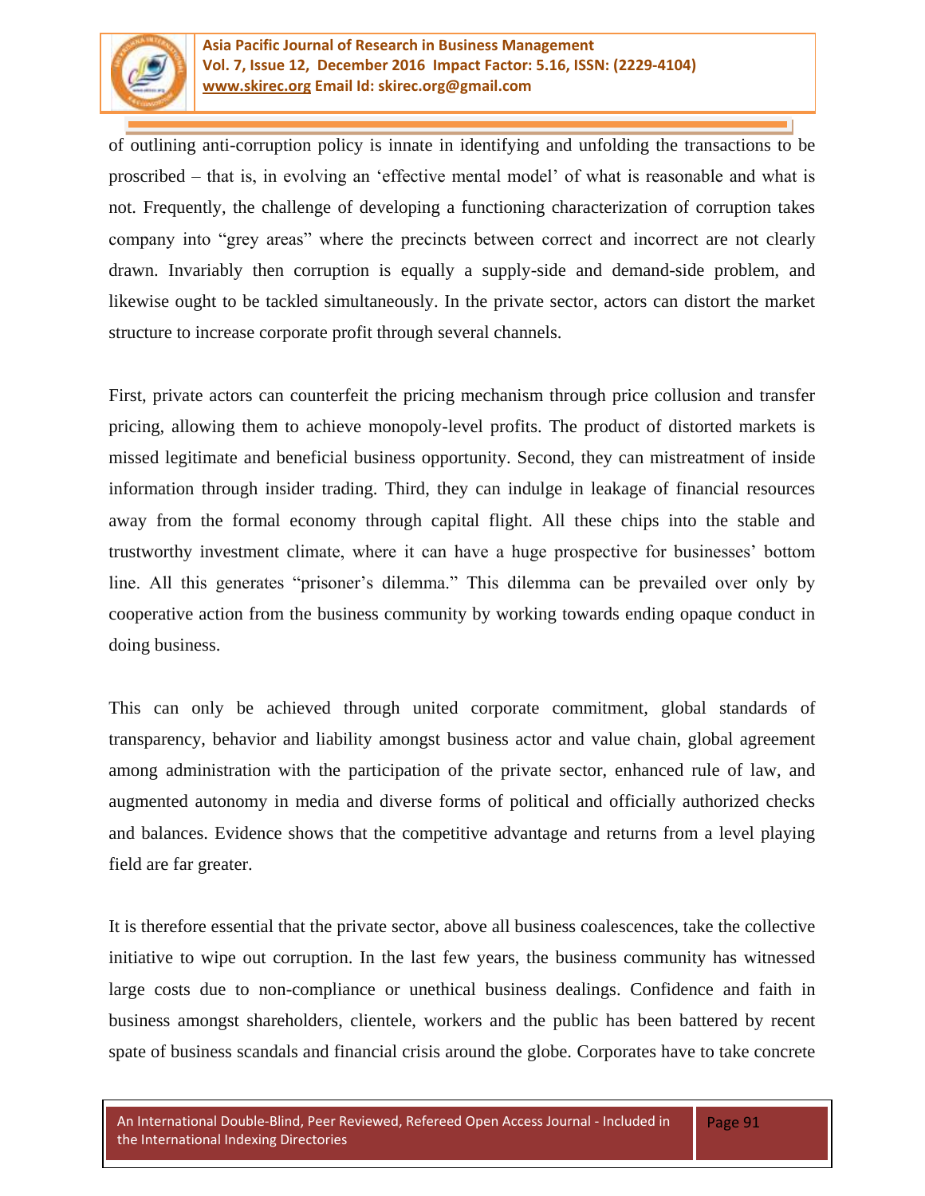of outlining anti-corruption policy is innate in identifying and unfolding the transactions to be proscribed – that is, in evolving an 'effective mental model' of what is reasonable and what is not. Frequently, the challenge of developing a functioning characterization of corruption takes company into "grey areas" where the precincts between correct and incorrect are not clearly drawn. Invariably then corruption is equally a supply-side and demand-side problem, and likewise ought to be tackled simultaneously. In the private sector, actors can distort the market structure to increase corporate profit through several channels.

First, private actors can counterfeit the pricing mechanism through price collusion and transfer pricing, allowing them to achieve monopoly-level profits. The product of distorted markets is missed legitimate and beneficial business opportunity. Second, they can mistreatment of inside information through insider trading. Third, they can indulge in leakage of financial resources away from the formal economy through capital flight. All these chips into the stable and trustworthy investment climate, where it can have a huge prospective for businesses' bottom line. All this generates "prisoner's dilemma." This dilemma can be prevailed over only by cooperative action from the business community by working towards ending opaque conduct in doing business.

This can only be achieved through united corporate commitment, global standards of transparency, behavior and liability amongst business actor and value chain, global agreement among administration with the participation of the private sector, enhanced rule of law, and augmented autonomy in media and diverse forms of political and officially authorized checks and balances. Evidence shows that the competitive advantage and returns from a level playing field are far greater.

It is therefore essential that the private sector, above all business coalescences, take the collective initiative to wipe out corruption. In the last few years, the business community has witnessed large costs due to non-compliance or unethical business dealings. Confidence and faith in business amongst shareholders, clientele, workers and the public has been battered by recent spate of business scandals and financial crisis around the globe. Corporates have to take concrete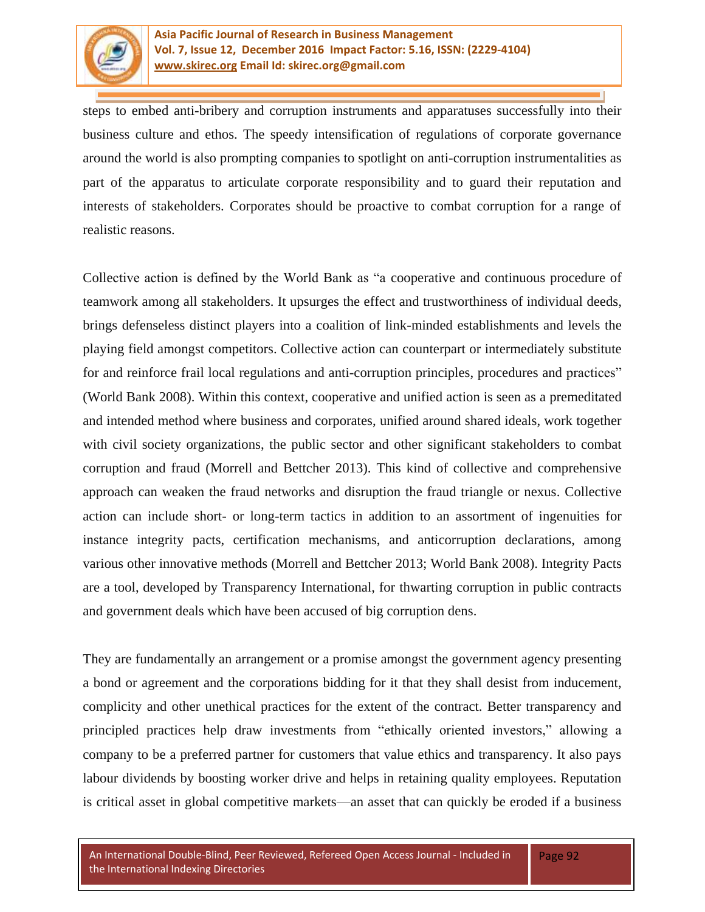steps to embed anti-bribery and corruption instruments and apparatuses successfully into their business culture and ethos. The speedy intensification of regulations of corporate governance around the world is also prompting companies to spotlight on anti-corruption instrumentalities as part of the apparatus to articulate corporate responsibility and to guard their reputation and interests of stakeholders. Corporates should be proactive to combat corruption for a range of realistic reasons.

Collective action is defined by the World Bank as "a cooperative and continuous procedure of teamwork among all stakeholders. It upsurges the effect and trustworthiness of individual deeds, brings defenseless distinct players into a coalition of link-minded establishments and levels the playing field amongst competitors. Collective action can counterpart or intermediately substitute for and reinforce frail local regulations and anti-corruption principles, procedures and practices" (World Bank 2008). Within this context, cooperative and unified action is seen as a premeditated and intended method where business and corporates, unified around shared ideals, work together with civil society organizations, the public sector and other significant stakeholders to combat corruption and fraud (Morrell and Bettcher 2013). This kind of collective and comprehensive approach can weaken the fraud networks and disruption the fraud triangle or nexus. Collective action can include short- or long-term tactics in addition to an assortment of ingenuities for instance integrity pacts, certification mechanisms, and anticorruption declarations, among various other innovative methods (Morrell and Bettcher 2013; World Bank 2008). Integrity Pacts are a tool, developed by Transparency International, for thwarting corruption in public contracts and government deals which have been accused of big corruption dens.

They are fundamentally an arrangement or a promise amongst the government agency presenting a bond or agreement and the corporations bidding for it that they shall desist from inducement, complicity and other unethical practices for the extent of the contract. Better transparency and principled practices help draw investments from "ethically oriented investors," allowing a company to be a preferred partner for customers that value ethics and transparency. It also pays labour dividends by boosting worker drive and helps in retaining quality employees. Reputation is critical asset in global competitive markets—an asset that can quickly be eroded if a business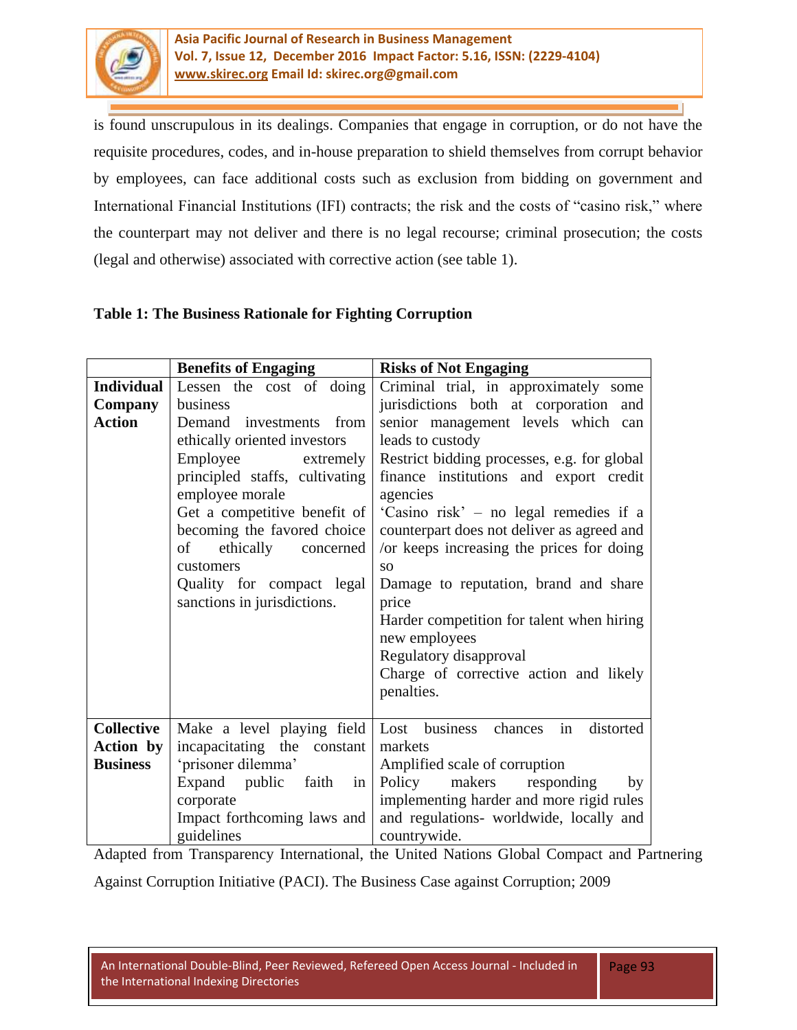is found unscrupulous in its dealings. Companies that engage in corruption, or do not have the requisite procedures, codes, and in-house preparation to shield themselves from corrupt behavior by employees, can face additional costs such as exclusion from bidding on government and International Financial Institutions (IFI) contracts; the risk and the costs of "casino risk," where the counterpart may not deliver and there is no legal recourse; criminal prosecution; the costs (legal and otherwise) associated with corrective action (see table 1).

**Table 1: The Business Rationale for Fighting Corruption**

| | **Benefits of Engaging** | **Risks of Not Engaging** |
|---|---|---|
| **Individual Company Action** | Lessen the cost of doing business<br>Demand investments from ethically oriented investors<br>Employee extremely principled staffs, cultivating employee morale<br>Get a competitive benefit of becoming the favored choice of ethically concerned customers<br>Quality for compact legal sanctions in jurisdictions. | Criminal trial, in approximately some jurisdictions both at corporation and senior management levels which can leads to custody<br>Restrict bidding processes, e.g. for global finance institutions and export credit agencies<br>'Casino risk' – no legal remedies if a counterpart does not deliver as agreed and /or keeps increasing the prices for doing so<br>Damage to reputation, brand and share price<br>Harder competition for talent when hiring new employees<br>Regulatory disapproval<br>Charge of corrective action and likely penalties. |
| **Collective Action by Business** | Make a level playing field incapacitating the constant 'prisoner dilemma'<br>Expand public faith in corporate<br>Impact forthcoming laws and guidelines | Lost business chances in distorted markets<br>Amplified scale of corruption<br>Policy makers responding by implementing harder and more rigid rules and regulations- worldwide, locally and countrywide. |

Adapted from Transparency International, the United Nations Global Compact and Partnering Against Corruption Initiative (PACI). The Business Case against Corruption; 2009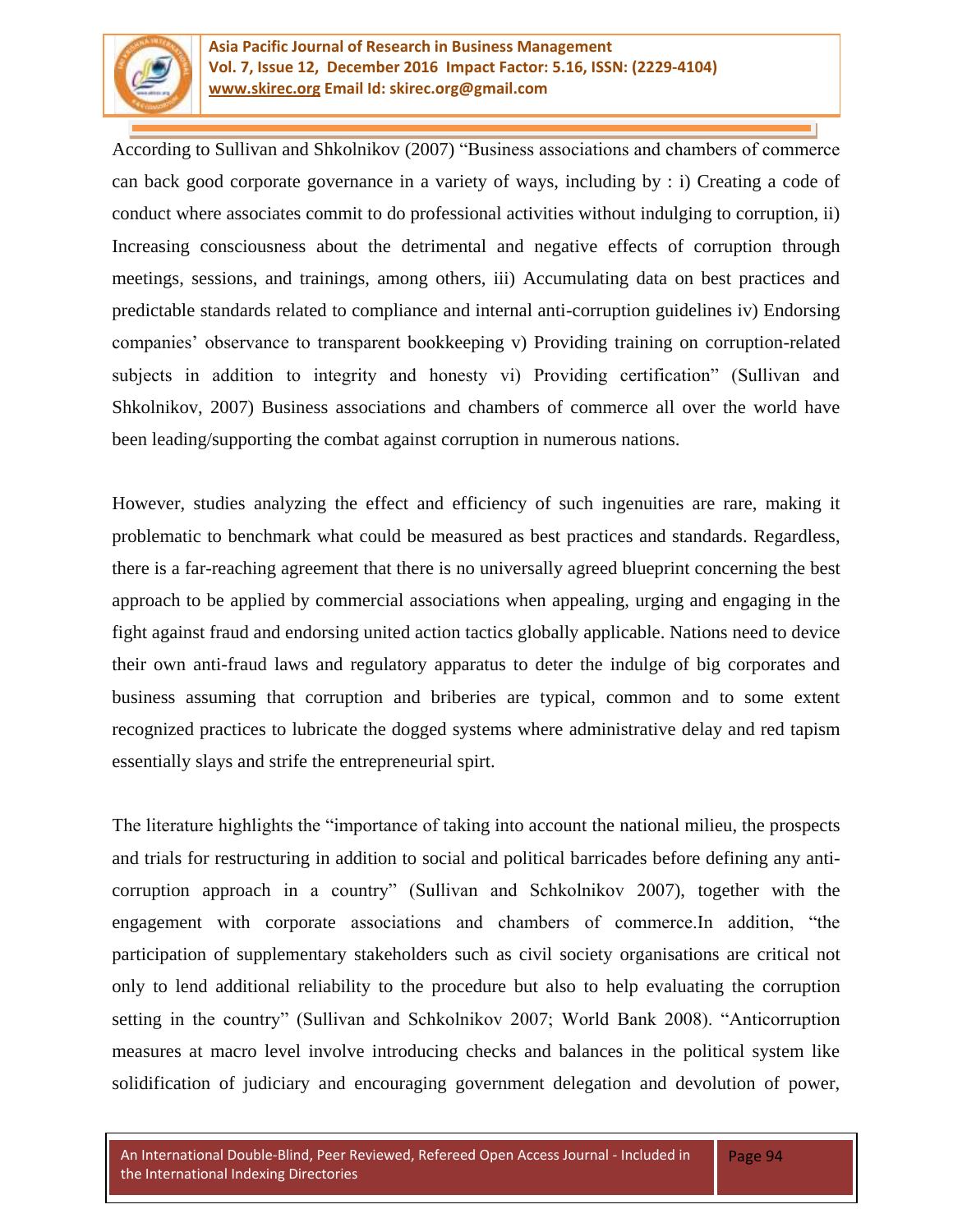According to Sullivan and Shkolnikov (2007) "Business associations and chambers of commerce can back good corporate governance in a variety of ways, including by : i) Creating a code of conduct where associates commit to do professional activities without indulging to corruption, ii) Increasing consciousness about the detrimental and negative effects of corruption through meetings, sessions, and trainings, among others, iii) Accumulating data on best practices and predictable standards related to compliance and internal anti-corruption guidelines iv) Endorsing companies' observance to transparent bookkeeping v) Providing training on corruption-related subjects in addition to integrity and honesty vi) Providing certification" (Sullivan and Shkolnikov, 2007) Business associations and chambers of commerce all over the world have been leading/supporting the combat against corruption in numerous nations.

However, studies analyzing the effect and efficiency of such ingenuities are rare, making it problematic to benchmark what could be measured as best practices and standards. Regardless, there is a far-reaching agreement that there is no universally agreed blueprint concerning the best approach to be applied by commercial associations when appealing, urging and engaging in the fight against fraud and endorsing united action tactics globally applicable. Nations need to device their own anti-fraud laws and regulatory apparatus to deter the indulge of big corporates and business assuming that corruption and briberies are typical, common and to some extent recognized practices to lubricate the dogged systems where administrative delay and red tapism essentially slays and strife the entrepreneurial spirt.

The literature highlights the "importance of taking into account the national milieu, the prospects and trials for restructuring in addition to social and political barricades before defining any anti-corruption approach in a country" (Sullivan and Schkolnikov 2007), together with the engagement with corporate associations and chambers of commerce.In addition, "the participation of supplementary stakeholders such as civil society organisations are critical not only to lend additional reliability to the procedure but also to help evaluating the corruption setting in the country" (Sullivan and Schkolnikov 2007; World Bank 2008). "Anticorruption measures at macro level involve introducing checks and balances in the political system like solidification of judiciary and encouraging government delegation and devolution of power,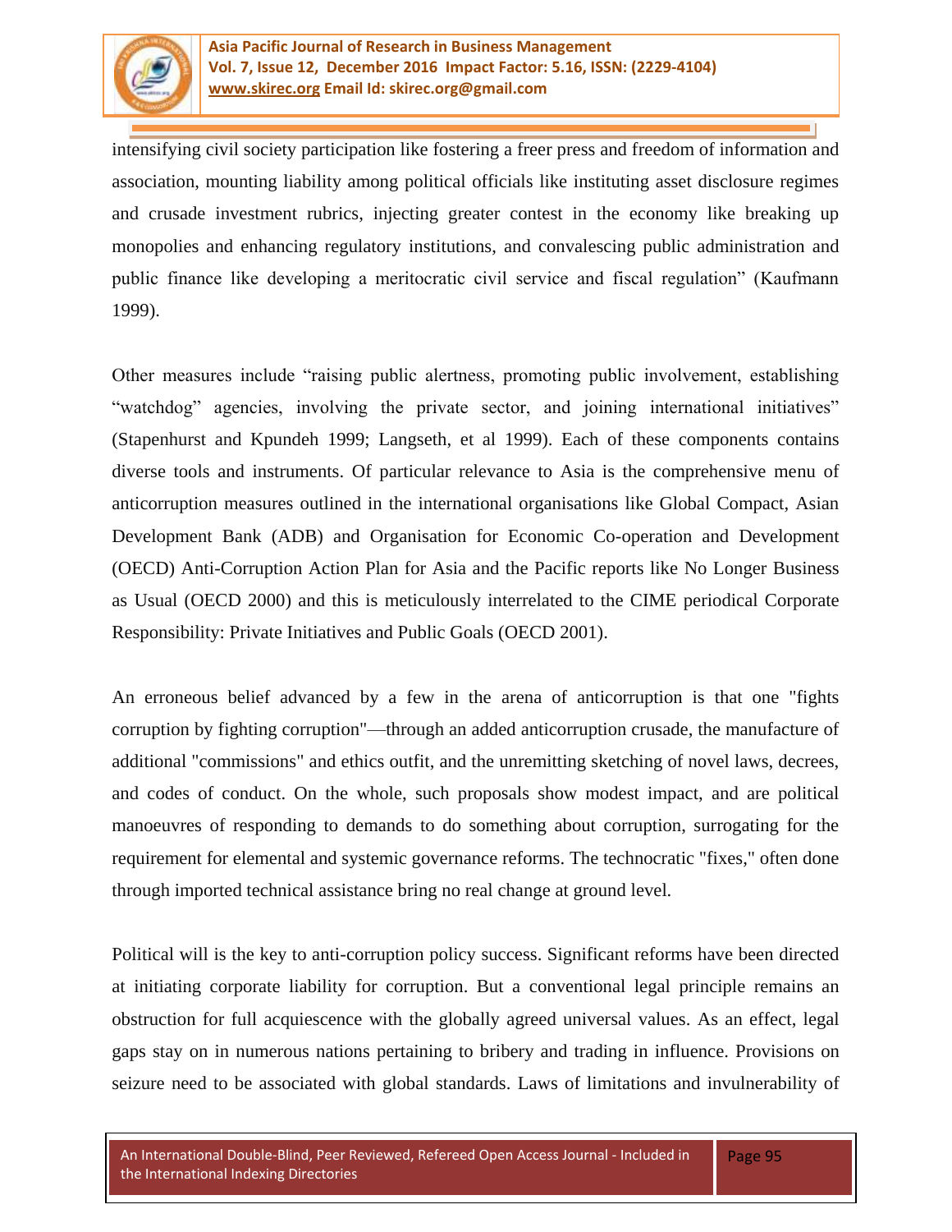intensifying civil society participation like fostering a freer press and freedom of information and association, mounting liability among political officials like instituting asset disclosure regimes and crusade investment rubrics, injecting greater contest in the economy like breaking up monopolies and enhancing regulatory institutions, and convalescing public administration and public finance like developing a meritocratic civil service and fiscal regulation" (Kaufmann 1999).

Other measures include "raising public alertness, promoting public involvement, establishing "watchdog" agencies, involving the private sector, and joining international initiatives" (Stapenhurst and Kpundeh 1999; Langseth, et al 1999). Each of these components contains diverse tools and instruments. Of particular relevance to Asia is the comprehensive menu of anticorruption measures outlined in the international organisations like Global Compact, Asian Development Bank (ADB) and Organisation for Economic Co-operation and Development (OECD) Anti-Corruption Action Plan for Asia and the Pacific reports like No Longer Business as Usual (OECD 2000) and this is meticulously interrelated to the CIME periodical Corporate Responsibility: Private Initiatives and Public Goals (OECD 2001).

An erroneous belief advanced by a few in the arena of anticorruption is that one "fights corruption by fighting corruption"—through an added anticorruption crusade, the manufacture of additional "commissions" and ethics outfit, and the unremitting sketching of novel laws, decrees, and codes of conduct. On the whole, such proposals show modest impact, and are political manoeuvres of responding to demands to do something about corruption, surrogating for the requirement for elemental and systemic governance reforms. The technocratic "fixes," often done through imported technical assistance bring no real change at ground level.

Political will is the key to anti-corruption policy success. Significant reforms have been directed at initiating corporate liability for corruption. But a conventional legal principle remains an obstruction for full acquiescence with the globally agreed universal values. As an effect, legal gaps stay on in numerous nations pertaining to bribery and trading in influence. Provisions on seizure need to be associated with global standards. Laws of limitations and invulnerability of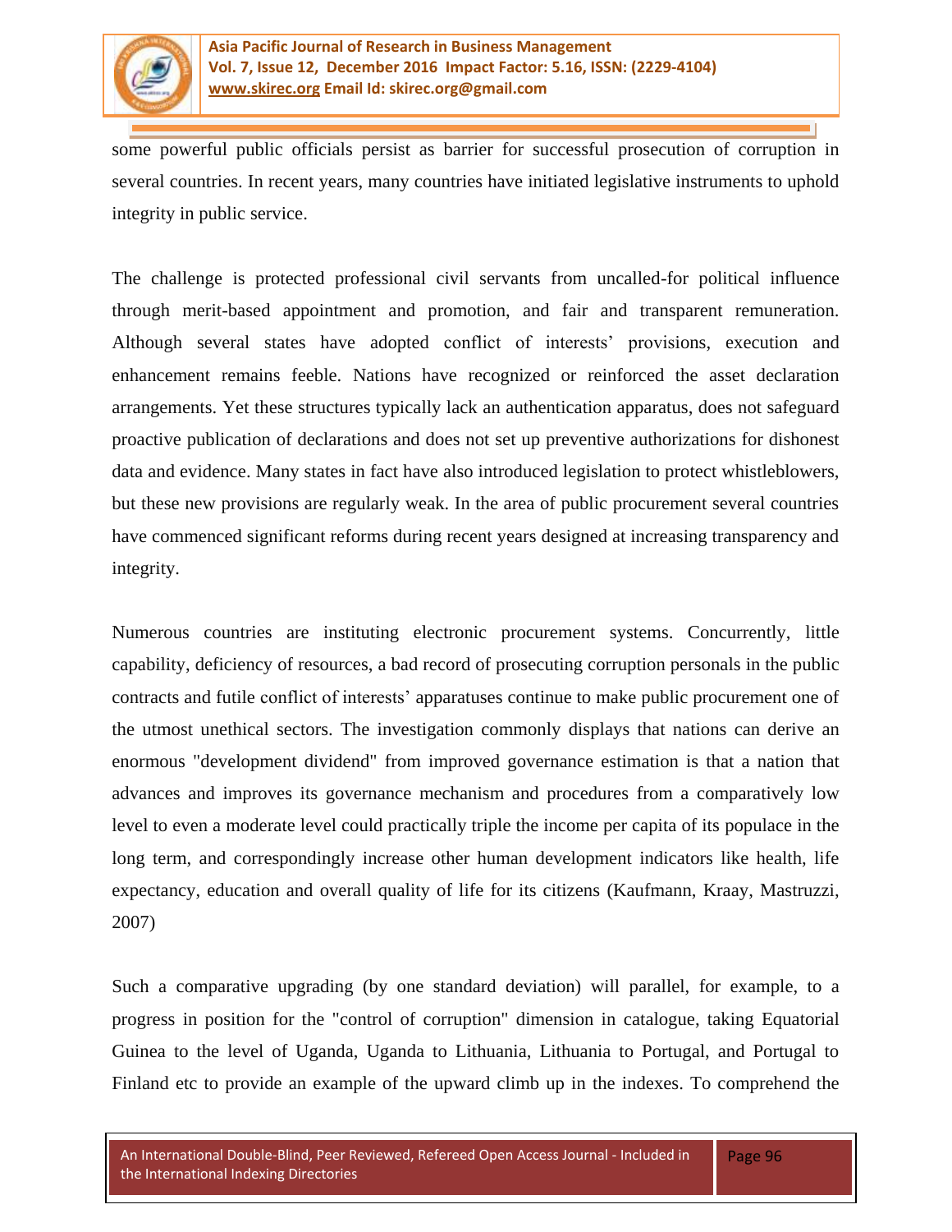some powerful public officials persist as barrier for successful prosecution of corruption in several countries. In recent years, many countries have initiated legislative instruments to uphold integrity in public service.

The challenge is protected professional civil servants from uncalled-for political influence through merit-based appointment and promotion, and fair and transparent remuneration. Although several states have adopted conflict of interests' provisions, execution and enhancement remains feeble. Nations have recognized or reinforced the asset declaration arrangements. Yet these structures typically lack an authentication apparatus, does not safeguard proactive publication of declarations and does not set up preventive authorizations for dishonest data and evidence. Many states in fact have also introduced legislation to protect whistleblowers, but these new provisions are regularly weak. In the area of public procurement several countries have commenced significant reforms during recent years designed at increasing transparency and integrity.

Numerous countries are instituting electronic procurement systems. Concurrently, little capability, deficiency of resources, a bad record of prosecuting corruption personals in the public contracts and futile conflict of interests' apparatuses continue to make public procurement one of the utmost unethical sectors. The investigation commonly displays that nations can derive an enormous "development dividend" from improved governance estimation is that a nation that advances and improves its governance mechanism and procedures from a comparatively low level to even a moderate level could practically triple the income per capita of its populace in the long term, and correspondingly increase other human development indicators like health, life expectancy, education and overall quality of life for its citizens (Kaufmann, Kraay, Mastruzzi, 2007)

Such a comparative upgrading (by one standard deviation) will parallel, for example, to a progress in position for the "control of corruption" dimension in catalogue, taking Equatorial Guinea to the level of Uganda, Uganda to Lithuania, Lithuania to Portugal, and Portugal to Finland etc to provide an example of the upward climb up in the indexes. To comprehend the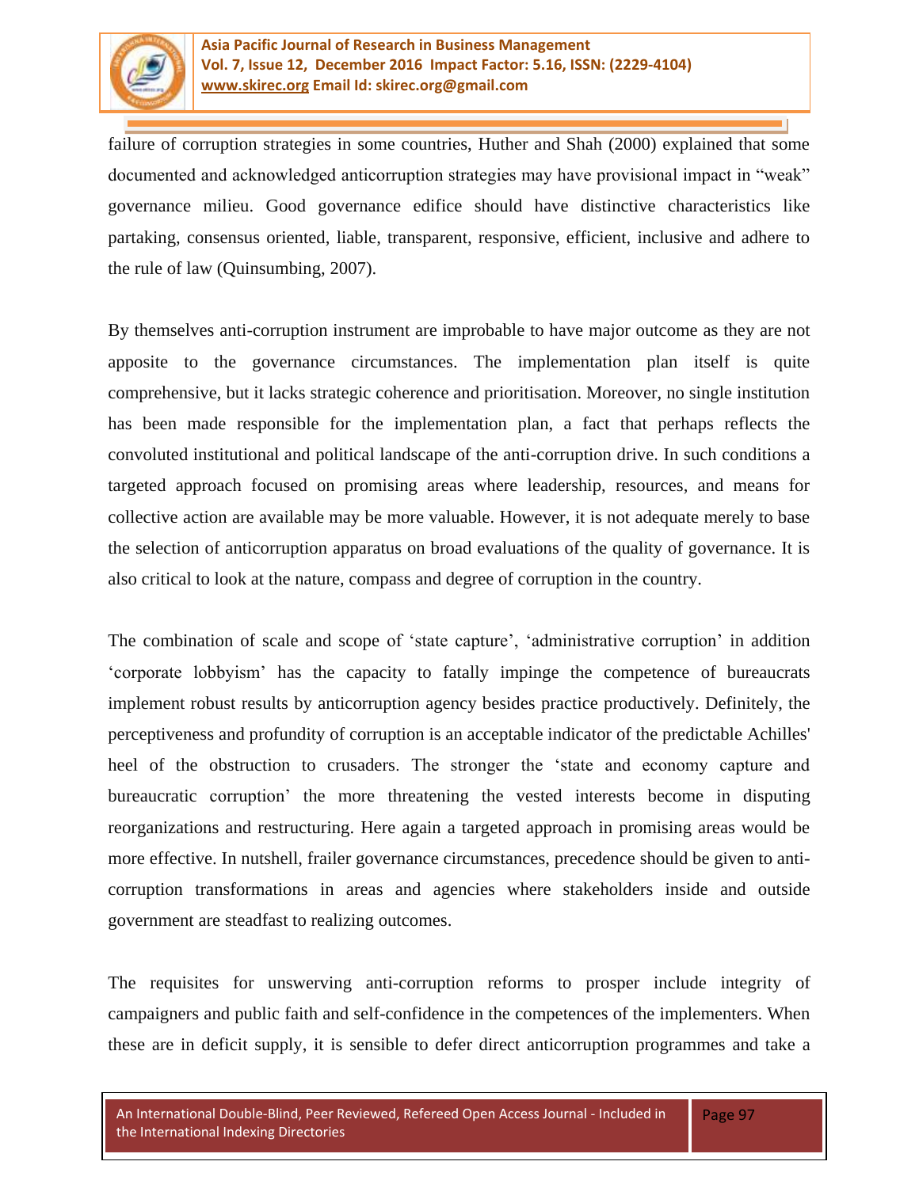failure of corruption strategies in some countries, Huther and Shah (2000) explained that some documented and acknowledged anticorruption strategies may have provisional impact in "weak" governance milieu. Good governance edifice should have distinctive characteristics like partaking, consensus oriented, liable, transparent, responsive, efficient, inclusive and adhere to the rule of law (Quinsumbing, 2007).

By themselves anti-corruption instrument are improbable to have major outcome as they are not apposite to the governance circumstances. The implementation plan itself is quite comprehensive, but it lacks strategic coherence and prioritisation. Moreover, no single institution has been made responsible for the implementation plan, a fact that perhaps reflects the convoluted institutional and political landscape of the anti-corruption drive. In such conditions a targeted approach focused on promising areas where leadership, resources, and means for collective action are available may be more valuable. However, it is not adequate merely to base the selection of anticorruption apparatus on broad evaluations of the quality of governance. It is also critical to look at the nature, compass and degree of corruption in the country.

The combination of scale and scope of 'state capture', 'administrative corruption' in addition 'corporate lobbyism' has the capacity to fatally impinge the competence of bureaucrats implement robust results by anticorruption agency besides practice productively. Definitely, the perceptiveness and profundity of corruption is an acceptable indicator of the predictable Achilles' heel of the obstruction to crusaders. The stronger the 'state and economy capture and bureaucratic corruption' the more threatening the vested interests become in disputing reorganizations and restructuring. Here again a targeted approach in promising areas would be more effective. In nutshell, frailer governance circumstances, precedence should be given to anti-corruption transformations in areas and agencies where stakeholders inside and outside government are steadfast to realizing outcomes.

The requisites for unswerving anti-corruption reforms to prosper include integrity of campaigners and public faith and self-confidence in the competences of the implementers. When these are in deficit supply, it is sensible to defer direct anticorruption programmes and take a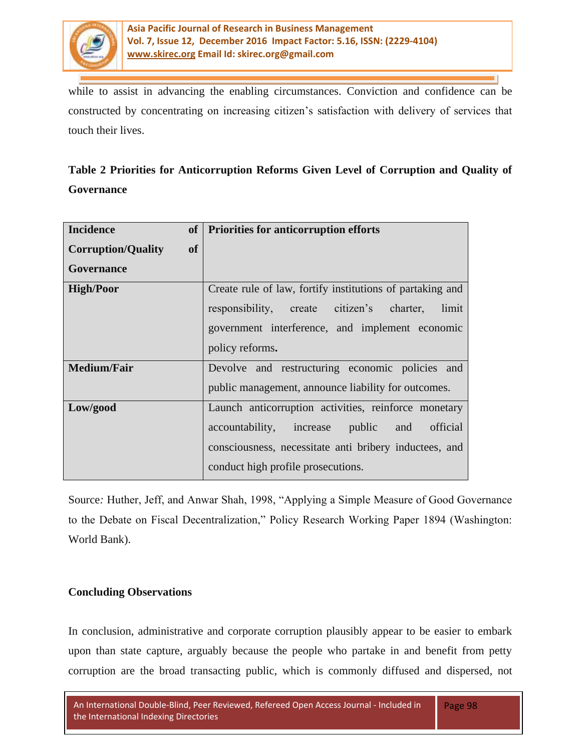while to assist in advancing the enabling circumstances. Conviction and confidence can be constructed by concentrating on increasing citizen's satisfaction with delivery of services that touch their lives.

**Table 2 Priorities for Anticorruption Reforms Given Level of Corruption and Quality of Governance**

| **Incidence of Corruption/Quality of Governance** | **Priorities for anticorruption efforts** |
|---|---|
| **High/Poor** | Create rule of law, fortify institutions of partaking and responsibility, create citizen's charter, limit government interference, and implement economic policy reforms**.** |
| **Medium/Fair** | Devolve and restructuring economic policies and public management, announce liability for outcomes. |
| **Low/good** | Launch anticorruption activities, reinforce monetary accountability, increase public and official consciousness, necessitate anti bribery inductees, and conduct high profile prosecutions. |

Source*:* Huther, Jeff, and Anwar Shah, 1998, "Applying a Simple Measure of Good Governance to the Debate on Fiscal Decentralization," Policy Research Working Paper 1894 (Washington: World Bank).

**Concluding Observations**

In conclusion, administrative and corporate corruption plausibly appear to be easier to embark upon than state capture, arguably because the people who partake in and benefit from petty corruption are the broad transacting public, which is commonly diffused and dispersed, not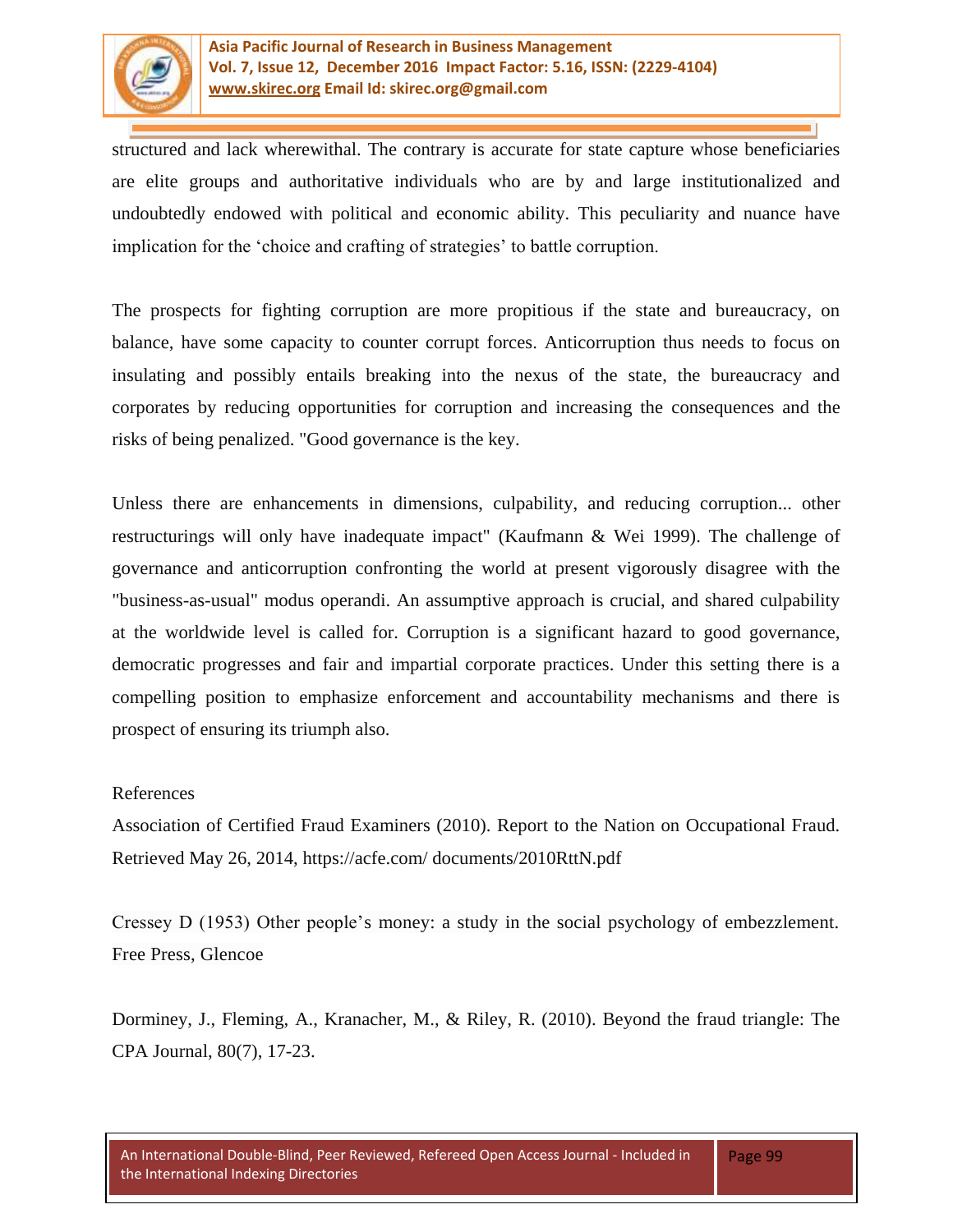structured and lack wherewithal. The contrary is accurate for state capture whose beneficiaries are elite groups and authoritative individuals who are by and large institutionalized and undoubtedly endowed with political and economic ability. This peculiarity and nuance have implication for the 'choice and crafting of strategies' to battle corruption.

The prospects for fighting corruption are more propitious if the state and bureaucracy, on balance, have some capacity to counter corrupt forces. Anticorruption thus needs to focus on insulating and possibly entails breaking into the nexus of the state, the bureaucracy and corporates by reducing opportunities for corruption and increasing the consequences and the risks of being penalized. "Good governance is the key.

Unless there are enhancements in dimensions, culpability, and reducing corruption... other restructurings will only have inadequate impact" (Kaufmann & Wei 1999). The challenge of governance and anticorruption confronting the world at present vigorously disagree with the "business-as-usual" modus operandi. An assumptive approach is crucial, and shared culpability at the worldwide level is called for. Corruption is a significant hazard to good governance, democratic progresses and fair and impartial corporate practices. Under this setting there is a compelling position to emphasize enforcement and accountability mechanisms and there is prospect of ensuring its triumph also.

References

Association of Certified Fraud Examiners (2010). Report to the Nation on Occupational Fraud. Retrieved May 26, 2014, https://acfe.com/ documents/2010RttN.pdf

Cressey D (1953) Other people's money: a study in the social psychology of embezzlement. Free Press, Glencoe

Dorminey, J., Fleming, A., Kranacher, M., & Riley, R. (2010). Beyond the fraud triangle: The CPA Journal, 80(7), 17-23.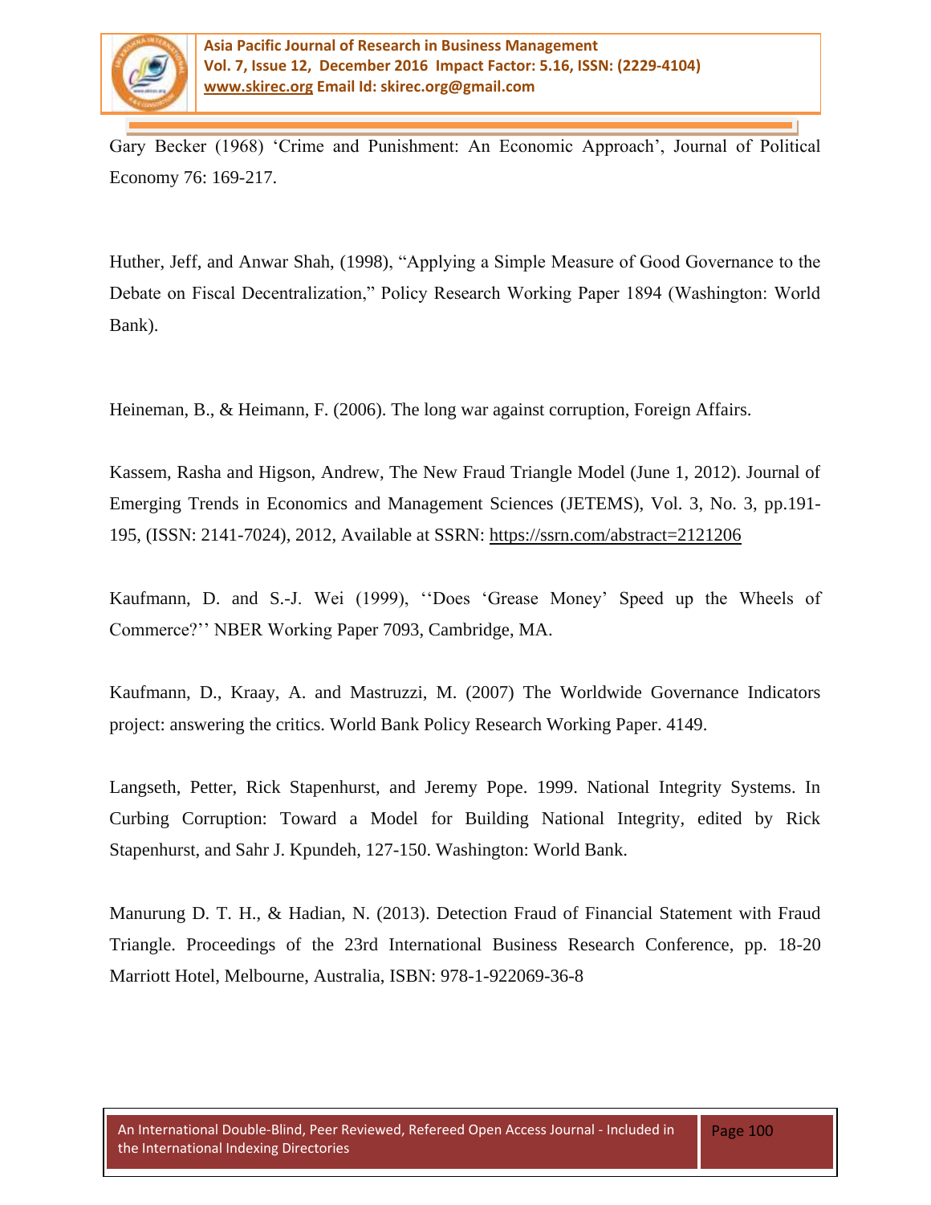Gary Becker (1968) ‘Crime and Punishment: An Economic Approach’, Journal of Political Economy 76: 169-217.

Huther, Jeff, and Anwar Shah, (1998), “Applying a Simple Measure of Good Governance to the Debate on Fiscal Decentralization,” Policy Research Working Paper 1894 (Washington: World Bank).

Heineman, B., & Heimann, F. (2006). The long war against corruption, Foreign Affairs.

Kassem, Rasha and Higson, Andrew, The New Fraud Triangle Model (June 1, 2012). Journal of Emerging Trends in Economics and Management Sciences (JETEMS), Vol. 3, No. 3, pp.191-195, (ISSN: 2141-7024), 2012, Available at SSRN: https://ssrn.com/abstract=2121206

Kaufmann, D. and S.-J. Wei (1999), ‘‘Does ‘Grease Money’ Speed up the Wheels of Commerce?’’ NBER Working Paper 7093, Cambridge, MA.

Kaufmann, D., Kraay, A. and Mastruzzi, M. (2007) The Worldwide Governance Indicators project: answering the critics. World Bank Policy Research Working Paper. 4149.

Langseth, Petter, Rick Stapenhurst, and Jeremy Pope. 1999. National Integrity Systems. In Curbing Corruption: Toward a Model for Building National Integrity, edited by Rick Stapenhurst, and Sahr J. Kpundeh, 127-150. Washington: World Bank.

Manurung D. T. H., & Hadian, N. (2013). Detection Fraud of Financial Statement with Fraud Triangle. Proceedings of the 23rd International Business Research Conference, pp. 18-20 Marriott Hotel, Melbourne, Australia, ISBN: 978-1-922069-36-8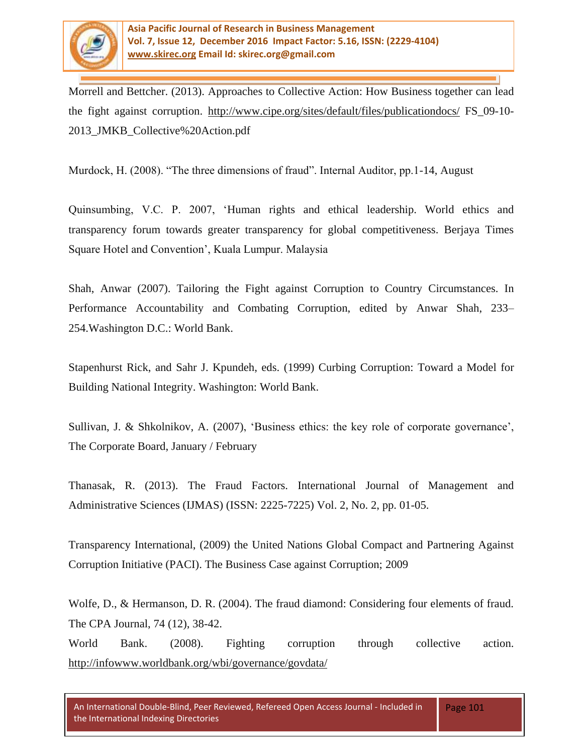Morrell and Bettcher. (2013). Approaches to Collective Action: How Business together can lead the fight against corruption. http://www.cipe.org/sites/default/files/publicationdocs/ FS_09-10-2013_JMKB_Collective%20Action.pdf

Murdock, H. (2008). "The three dimensions of fraud". Internal Auditor, pp.1-14, August

Quinsumbing, V.C. P. 2007, 'Human rights and ethical leadership. World ethics and transparency forum towards greater transparency for global competitiveness. Berjaya Times Square Hotel and Convention', Kuala Lumpur. Malaysia

Shah, Anwar (2007). Tailoring the Fight against Corruption to Country Circumstances. In Performance Accountability and Combating Corruption, edited by Anwar Shah, 233–254.Washington D.C.: World Bank.

Stapenhurst Rick, and Sahr J. Kpundeh, eds. (1999) Curbing Corruption: Toward a Model for Building National Integrity. Washington: World Bank.

Sullivan, J. & Shkolnikov, A. (2007), 'Business ethics: the key role of corporate governance', The Corporate Board, January / February

Thanasak, R. (2013). The Fraud Factors. International Journal of Management and Administrative Sciences (IJMAS) (ISSN: 2225-7225) Vol. 2, No. 2, pp. 01-05.

Transparency International, (2009) the United Nations Global Compact and Partnering Against Corruption Initiative (PACI). The Business Case against Corruption; 2009

Wolfe, D., & Hermanson, D. R. (2004). The fraud diamond: Considering four elements of fraud. The CPA Journal, 74 (12), 38-42.

World Bank. (2008). Fighting corruption through collective action. http://infowww.worldbank.org/wbi/governance/govdata/